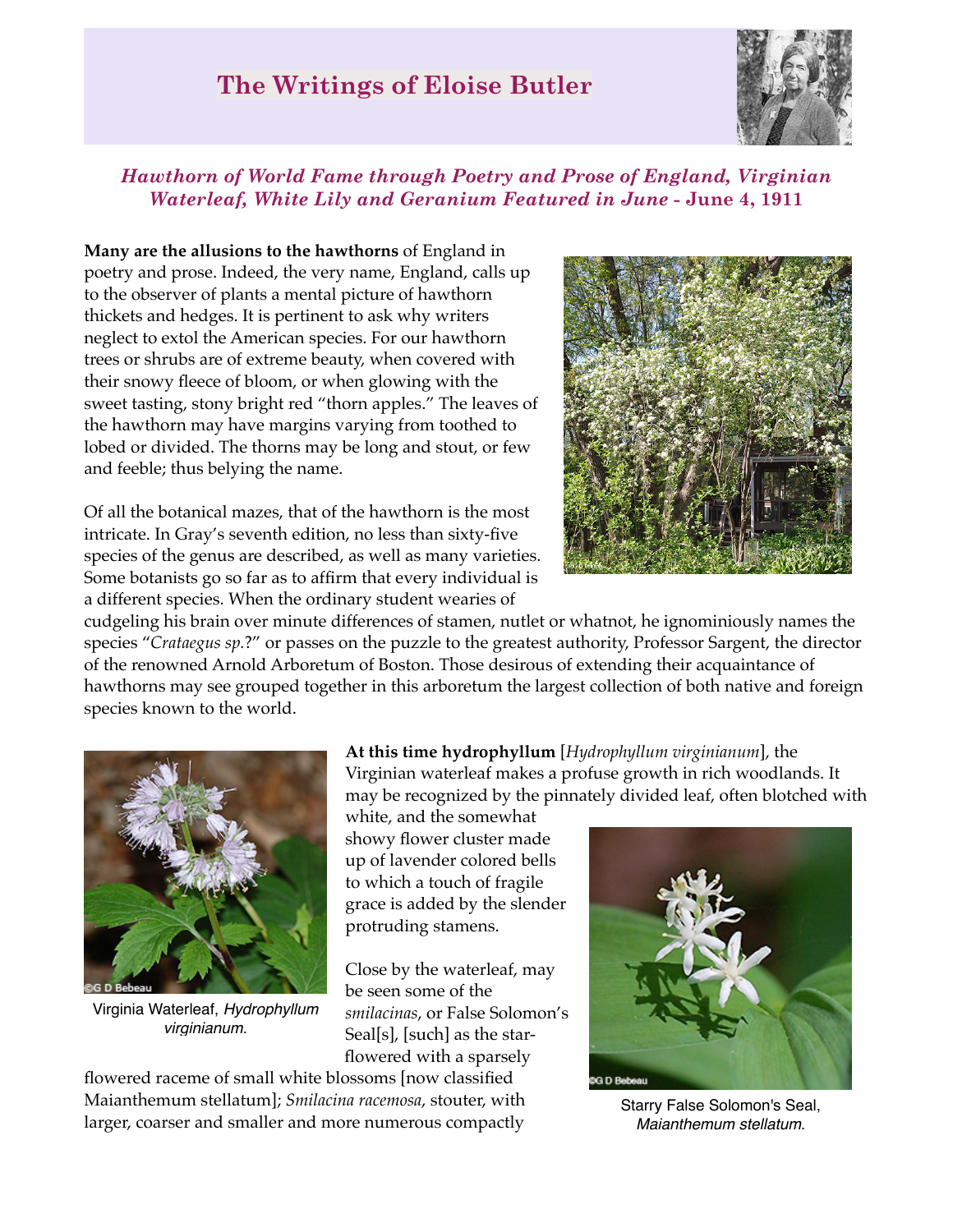# The Writings of Eloise Butler

### *Hawthorn of World Fame through Poetry and Prose of England, Virginian Waterleaf, White Lily and Geranium Featured in June* - June 4, 1911

**Many are the allusions to the hawthorns** of England in poetry and prose. Indeed, the very name, England, calls up to the observer of plants a mental picture of hawthorn thickets and hedges. It is pertinent to ask why writers neglect to extol the American species. For our hawthorn trees or shrubs are of extreme beauty, when covered with their snowy fleece of bloom, or when glowing with the sweet tasting, stony bright red "thorn apples." The leaves of the hawthorn may have margins varying from toothed to lobed or divided. The thorns may be long and stout, or few and feeble; thus belying the name.

Of all the botanical mazes, that of the hawthorn is the most intricate. In Gray's seventh edition, no less than sixty-five species of the genus are described, as well as many varieties. Some botanists go so far as to affirm that every individual is a different species. When the ordinary student wearies of cudgeling his brain over minute differences of stamen, nutlet or whatnot, he ignominiously names the species "*Crataegus sp.*?" or passes on the puzzle to the greatest authority, Professor Sargent, the director of the renowned Arnold Arboretum of Boston. Those desirous of extending their acquaintance of hawthorns may see grouped together in this arboretum the largest collection of both native and foreign species known to the world.

Virginia Waterleaf, *Hydrophyllum virginianum*.

**At this time hydrophyllum** [*Hydrophyllum virginianum*], the Virginian waterleaf makes a profuse growth in rich woodlands. It may be recognized by the pinnately divided leaf, often blotched with white, and the somewhat showy flower cluster made up of lavender colored bells to which a touch of fragile grace is added by the slender protruding stamens.

Close by the waterleaf, may be seen some of the *smilacinas*, or False Solomon's Seal[s], [such] as the star-flowered with a sparsely flowered raceme of small white blossoms [now classified Maianthemum stellatum]; *Smilacina racemosa*, stouter, with larger, coarser and smaller and more numerous compactly

Starry False Solomon's Seal, *Maianthemum stellatum*.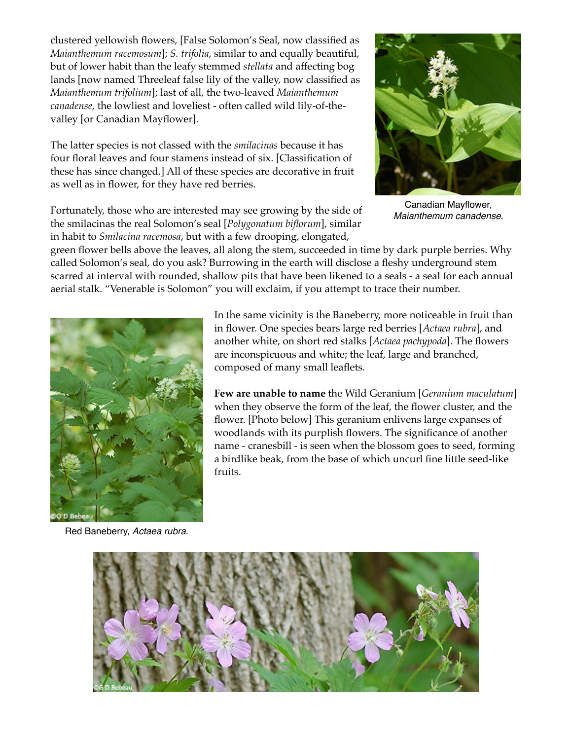clustered yellowish flowers, [False Solomon's Seal, now classified as *Maianthemum racemosum*]; *S. trifolia*, similar to and equally beautiful, but of lower habit than the leafy stemmed *stellata* and affecting bog lands [now named Threeleaf false lily of the valley, now classified as *Maianthemum trifolium*]; last of all, the two-leaved *Maianthemum canadense,* the lowliest and loveliest - often called wild lily-of-the-valley [or Canadian Mayflower].

The latter species is not classed with the *smilacinas* because it has four floral leaves and four stamens instead of six. [Classification of these has since changed.] All of these species are decorative in fruit as well as in flower, for they have red berries.

Canadian Mayflower, *Maianthemum canadense*.

Fortunately, those who are interested may see growing by the side of the smilacinas the real Solomon's seal [*Polygonatum biflorum*], similar in habit to *Smilacina racemosa,* but with a few drooping, elongated, green flower bells above the leaves, all along the stem, succeeded in time by dark purple berries. Why called Solomon's seal, do you ask? Burrowing in the earth will disclose a fleshy underground stem scarred at interval with rounded, shallow pits that have been likened to a seals - a seal for each annual aerial stalk. "Venerable is Solomon" you will exclaim, if you attempt to trace their number.

In the same vicinity is the Baneberry, more noticeable in fruit than in flower. One species bears large red berries [*Actaea rubra*], and another white, on short red stalks [*Actaea pachypoda*]. The flowers are inconspicuous and white; the leaf, large and branched, composed of many small leaflets.

Red Baneberry, *Actaea rubra*.

**Few are unable to name** the Wild Geranium [*Geranium maculatum*] when they observe the form of the leaf, the flower cluster, and the flower. [Photo below] This geranium enlivens large expanses of woodlands with its purplish flowers. The significance of another name - cranesbill - is seen when the blossom goes to seed, forming a birdlike beak, from the base of which uncurl fine little seed-like fruits.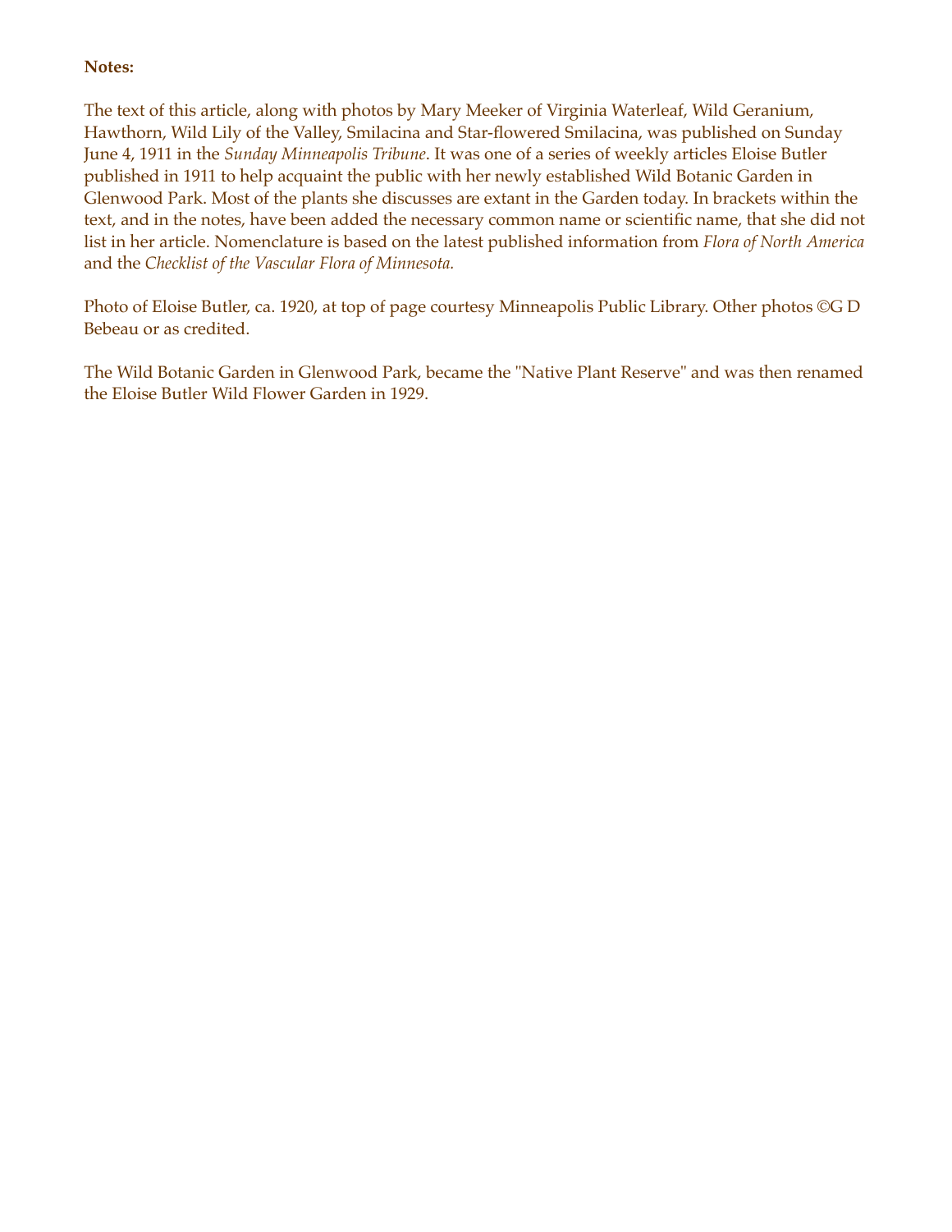**Notes:**

The text of this article, along with photos by Mary Meeker of Virginia Waterleaf, Wild Geranium, Hawthorn, Wild Lily of the Valley, Smilacina and Star-flowered Smilacina, was published on Sunday June 4, 1911 in the *Sunday Minneapolis Tribune*. It was one of a series of weekly articles Eloise Butler published in 1911 to help acquaint the public with her newly established Wild Botanic Garden in Glenwood Park. Most of the plants she discusses are extant in the Garden today. In brackets within the text, and in the notes, have been added the necessary common name or scientific name, that she did not list in her article. Nomenclature is based on the latest published information from *Flora of North America* and the *Checklist of the Vascular Flora of Minnesota.*

Photo of Eloise Butler, ca. 1920, at top of page courtesy Minneapolis Public Library. Other photos ©G D Bebeau or as credited.

The Wild Botanic Garden in Glenwood Park, became the "Native Plant Reserve" and was then renamed the Eloise Butler Wild Flower Garden in 1929.